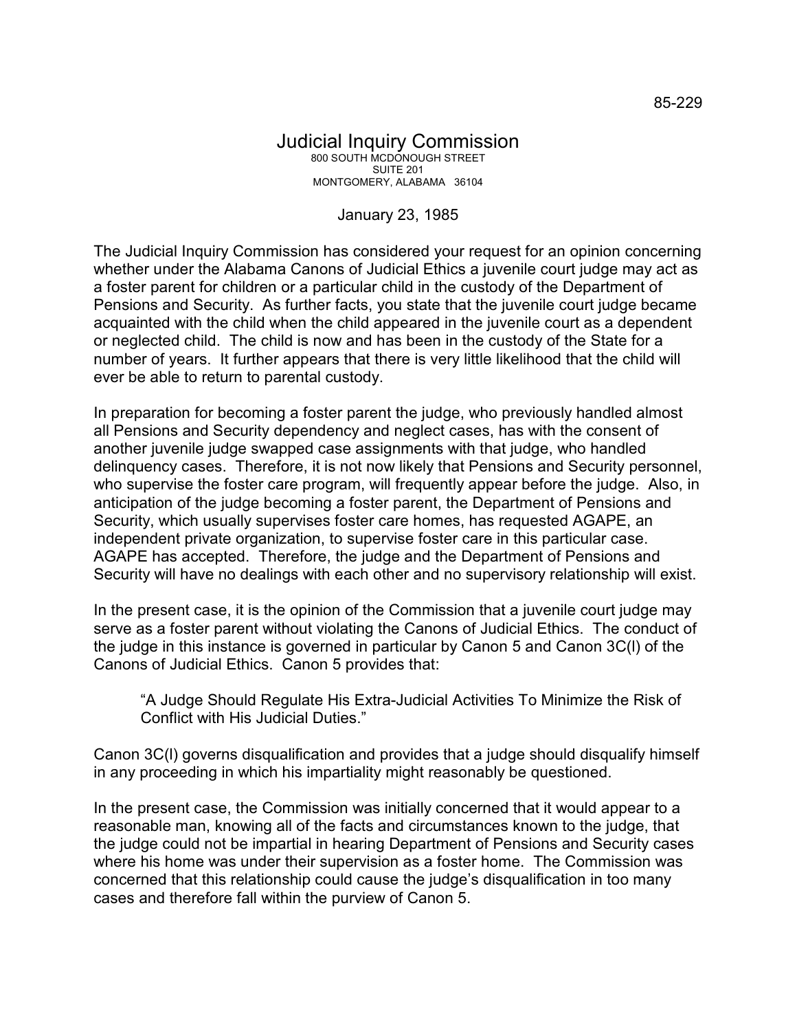85-229

# Judicial Inquiry Commission

800 SOUTH MCDONOUGH STREET
SUITE 201
MONTGOMERY, ALABAMA 36104

January 23, 1985

The Judicial Inquiry Commission has considered your request for an opinion concerning whether under the Alabama Canons of Judicial Ethics a juvenile court judge may act as a foster parent for children or a particular child in the custody of the Department of Pensions and Security. As further facts, you state that the juvenile court judge became acquainted with the child when the child appeared in the juvenile court as a dependent or neglected child. The child is now and has been in the custody of the State for a number of years. It further appears that there is very little likelihood that the child will ever be able to return to parental custody.

In preparation for becoming a foster parent the judge, who previously handled almost all Pensions and Security dependency and neglect cases, has with the consent of another juvenile judge swapped case assignments with that judge, who handled delinquency cases. Therefore, it is not now likely that Pensions and Security personnel, who supervise the foster care program, will frequently appear before the judge. Also, in anticipation of the judge becoming a foster parent, the Department of Pensions and Security, which usually supervises foster care homes, has requested AGAPE, an independent private organization, to supervise foster care in this particular case. AGAPE has accepted. Therefore, the judge and the Department of Pensions and Security will have no dealings with each other and no supervisory relationship will exist.

In the present case, it is the opinion of the Commission that a juvenile court judge may serve as a foster parent without violating the Canons of Judicial Ethics. The conduct of the judge in this instance is governed in particular by Canon 5 and Canon 3C(l) of the Canons of Judicial Ethics. Canon 5 provides that:

> "A Judge Should Regulate His Extra-Judicial Activities To Minimize the Risk of Conflict with His Judicial Duties."

Canon 3C(l) governs disqualification and provides that a judge should disqualify himself in any proceeding in which his impartiality might reasonably be questioned.

In the present case, the Commission was initially concerned that it would appear to a reasonable man, knowing all of the facts and circumstances known to the judge, that the judge could not be impartial in hearing Department of Pensions and Security cases where his home was under their supervision as a foster home. The Commission was concerned that this relationship could cause the judge's disqualification in too many cases and therefore fall within the purview of Canon 5.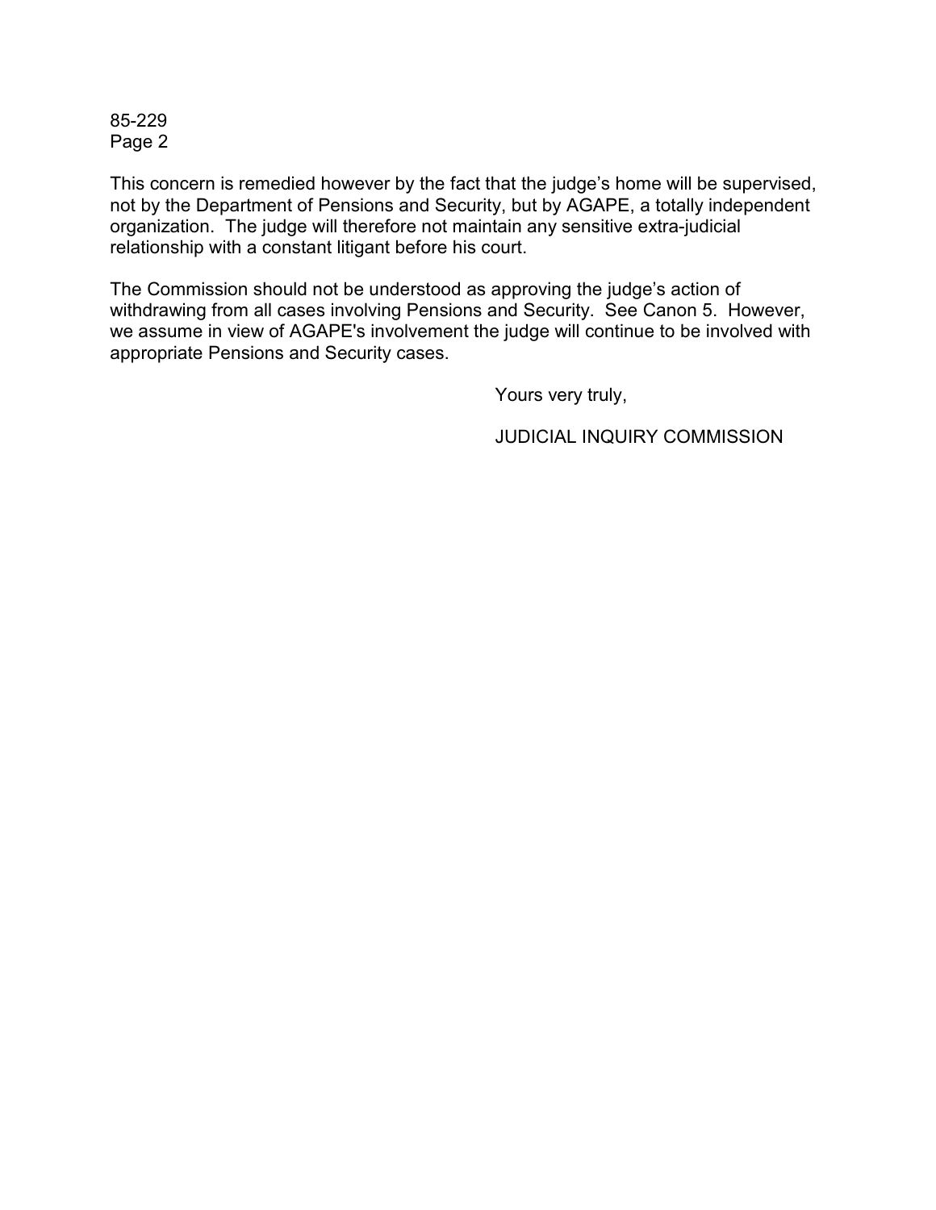This concern is remedied however by the fact that the judge's home will be supervised, not by the Department of Pensions and Security, but by AGAPE, a totally independent organization. The judge will therefore not maintain any sensitive extra-judicial relationship with a constant litigant before his court.

The Commission should not be understood as approving the judge's action of withdrawing from all cases involving Pensions and Security. See Canon 5. However, we assume in view of AGAPE's involvement the judge will continue to be involved with appropriate Pensions and Security cases.

Yours very truly,

JUDICIAL INQUIRY COMMISSION